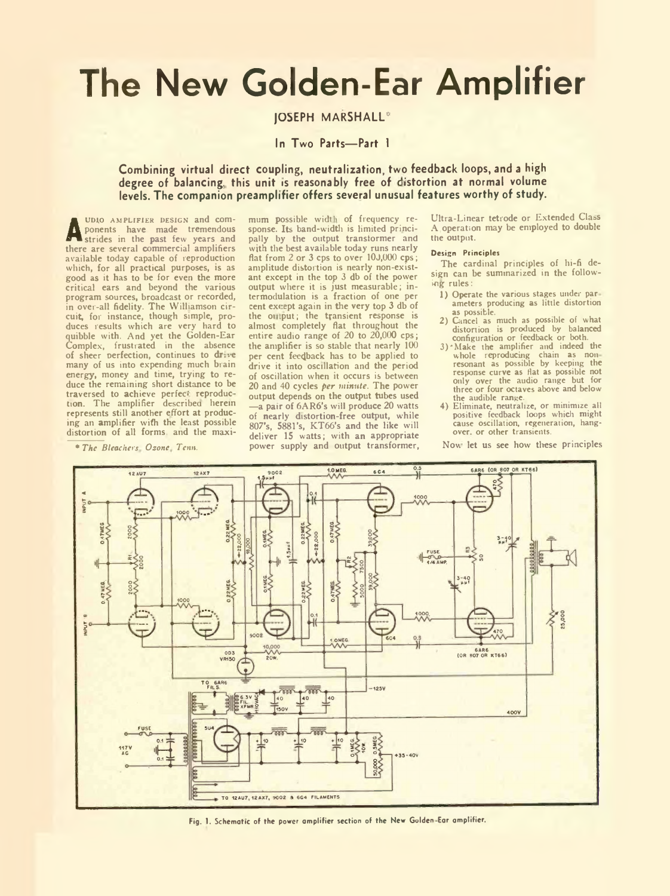# The New Golden-Ear Amplifier

JOSEPH MARSHALL*

In Two Parts—Part 1

**Combining virtual direct coupling, neutralization, two feedback loops, and a high degree of balancing, this unit is reasonably free of distortion at normal volume levels. The companion preamplifier offers several unusual features worthy of study.**

AUDIO AMPLIFIER DESIGN and components have made tremendous strides in the past few years and there are several commercial amplifiers available today capable of reproduction which, for all practical purposes, is as good as it has to be for even the more critical ears and beyond the various program sources, broadcast or recorded, in over-all fidelity. The Williamson circuit, for instance, though simple, produces results which are very hard to quibble with. And yet the Golden-Ear Complex, frustrated in the absence of sheer perfection, continues to drive many of us into expending much brain energy, money and time, trying to reduce the remaining short distance to be traversed to achieve perfect reproduction. The amplifier described herein represents still another effort at producing an amplifier with the least possible distortion of all forms and the maximum possible width of frequency response. Its band-width is limited principally by the output transformer and with the best available today runs nearly flat from 2 or 3 cps to over 100,000 cps; amplitude distortion is nearly non-existant except in the top 3 db of the power output where it is just measurable; intermodulation is a fraction of one per cent except again in the very top 3 db of the output; the transient response is almost completely flat throughout the entire audio range of 20 to 20,000 cps; the amplifier is so stable that nearly 100 per cent feedback has to be applied to drive it into oscillation and the period of oscillation when it occurs is between 20 and 40 cycles *per minute*. The power output depends on the output tubes used —a pair of 6AR6's will produce 20 watts of nearly distortion-free output, while 807's, 5881's, KT66's and the like will deliver 15 watts; with an appropriate power supply and output transformer, Ultra-Linear tetrode or Extended Class A operation may be employed to double the output.

\* *The Bleachers, Ozone, Tenn.*

### Design Principles

The cardinal principles of hi-fi design can be summarized in the following rules:

1) Operate the various stages under parameters producing as little distortion as possible.
2) Cancel as much as possible of what distortion is produced by balanced configuration or feedback or both.
3) Make the amplifier and indeed the whole reproducing chain as non-resonant as possible by keeping the response curve as flat as possible not only over the audio range but for three or four octaves above and below the audible range.
4) Eliminate, neutralize, or minimize all positive feedback loops which might cause oscillation, regeneration, hang-over, or other transients.

Now let us see how these principles

Fig. 1. Schematic of the power amplifier section of the New Golden-Ear amplifier.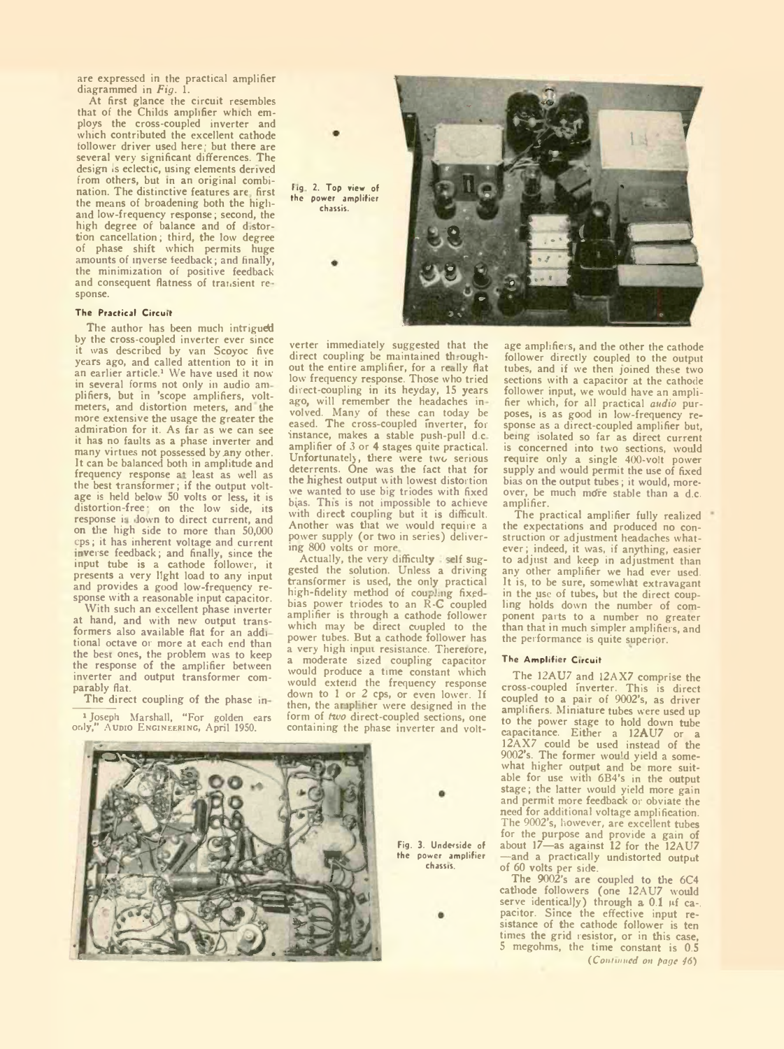are expressed in the practical amplifier diagrammed in *Fig.* 1.

At first glance the circuit resembles that of the Childs amplifier which employs the cross-coupled inverter and which contributed the excellent cathode follower driver used here; but there are several very significant differences. The design is eclectic, using elements derived from others, but in an original combination. The distinctive features are, first the means of broadening both the high- and low-frequency response; second, the high degree of balance and of distortion cancellation; third, the low degree of phase shift which permits huge amounts of inverse feedback; and finally, the minimization of positive feedback and consequent flatness of transient response.

### The Practical Circuit

The author has been much intrigued by the cross-coupled inverter ever since it was described by van Scoyoc five years ago, and called attention to it in an earlier article.[1] We have used it now in several forms not only in audio amplifiers, but in 'scope amplifiers, voltmeters, and distortion meters, and the more extensive the usage the greater the admiration for it. As far as we can see it has no faults as a phase inverter and many virtues not possessed by any other. It can be balanced both in amplitude and frequency response at least as well as the best transformer; if the output voltage is held below 50 volts or less, it is distortion-free; on the low side, its response is down to direct current, and on the high side to more than 50,000 cps; it has inherent voltage and current inverse feedback; and finally, since the input tube is a cathode follower, it presents a very light load to any input and provides a good low-frequency response with a reasonable input capacitor.

With such an excellent phase inverter at hand, and with new output transformers also available flat for an additional octave or more at each end than the best ones, the problem was to keep the response of the amplifier between inverter and output transformer comparably flat.

The direct coupling of the phase inverter immediately suggested that the direct coupling be maintained throughout the entire amplifier, for a really flat low frequency response. Those who tried direct-coupling in its heyday, 15 years ago, will remember the headaches involved. Many of these can today be eased. The cross-coupled inverter, for instance, makes a stable push-pull d.c. amplifier of 3 or 4 stages quite practical. Unfortunately, there were two serious deterrents. One was the fact that for the highest output with lowest distortion we wanted to use big triodes with fixed bias. This is not impossible to achieve with direct coupling but it is difficult. Another was that we would require a power supply (or two in series) delivering 800 volts or more.

Actually, the very difficulty self suggested the solution. Unless a driving transformer is used, the only practical high-fidelity method of coupling fixed-bias power triodes to an R-C coupled amplifier is through a cathode follower which may be direct coupled to the power tubes. But a cathode follower has a very high input resistance. Therefore, a moderate sized coupling capacitor would produce a time constant which would extend the frequency response down to 1 or 2 cps, or even lower. If then, the amplifier were designed in the form of *two* direct-coupled sections, one containing the phase inverter and voltage amplifiers, and the other the cathode follower directly coupled to the output tubes, and if we then joined these two sections with a capacitor at the cathode follower input, we would have an amplifier which, for all practical *audio* purposes, is as good in low-frequency response as a direct-coupled amplifier but, being isolated so far as direct current is concerned into two sections, would require only a single 400-volt power supply and would permit the use of fixed bias on the output tubes; it would, moreover, be much more stable than a d.c. amplifier.

The practical amplifier fully realized the expectations and produced no construction or adjustment headaches whatever; indeed, it was, if anything, easier to adjust and keep in adjustment than any other amplifier we had ever used. It is, to be sure, somewhat extravagant in the use of tubes, but the direct coupling holds down the number of component parts to a number no greater than that in much simpler amplifiers, and the performance is quite superior.

### The Amplifier Circuit

The 12AU7 and 12AX7 comprise the cross-coupled inverter. This is direct coupled to a pair of 9002's, as driver amplifiers. Miniature tubes were used up to the power stage to hold down tube capacitance. Either a 12AU7 or a 12AX7 could be used instead of the 9002's. The former would yield a somewhat higher output and be more suitable for use with 6B4's in the output stage; the latter would yield more gain and permit more feedback or obviate the need for additional voltage amplification. The 9002's, however, are excellent tubes for the purpose and provide a gain of about 17—as against 12 for the 12AU7—and a practically undistorted output of 60 volts per side.

The 9002's are coupled to the 6C4 cathode followers (one 12AU7 would serve identically) through a 0.1 μf capacitor. Since the effective input resistance of the cathode follower is ten times the grid resistor, or in this case, 5 megohms, the time constant is 0.5

*(Continued on page 46)*

Fig. 2. Top view of the power amplifier chassis.

Fig. 3. Underside of the power amplifier chassis.

[1] Joseph Marshall, "For golden ears only," AUDIO ENGINEERING, April 1950.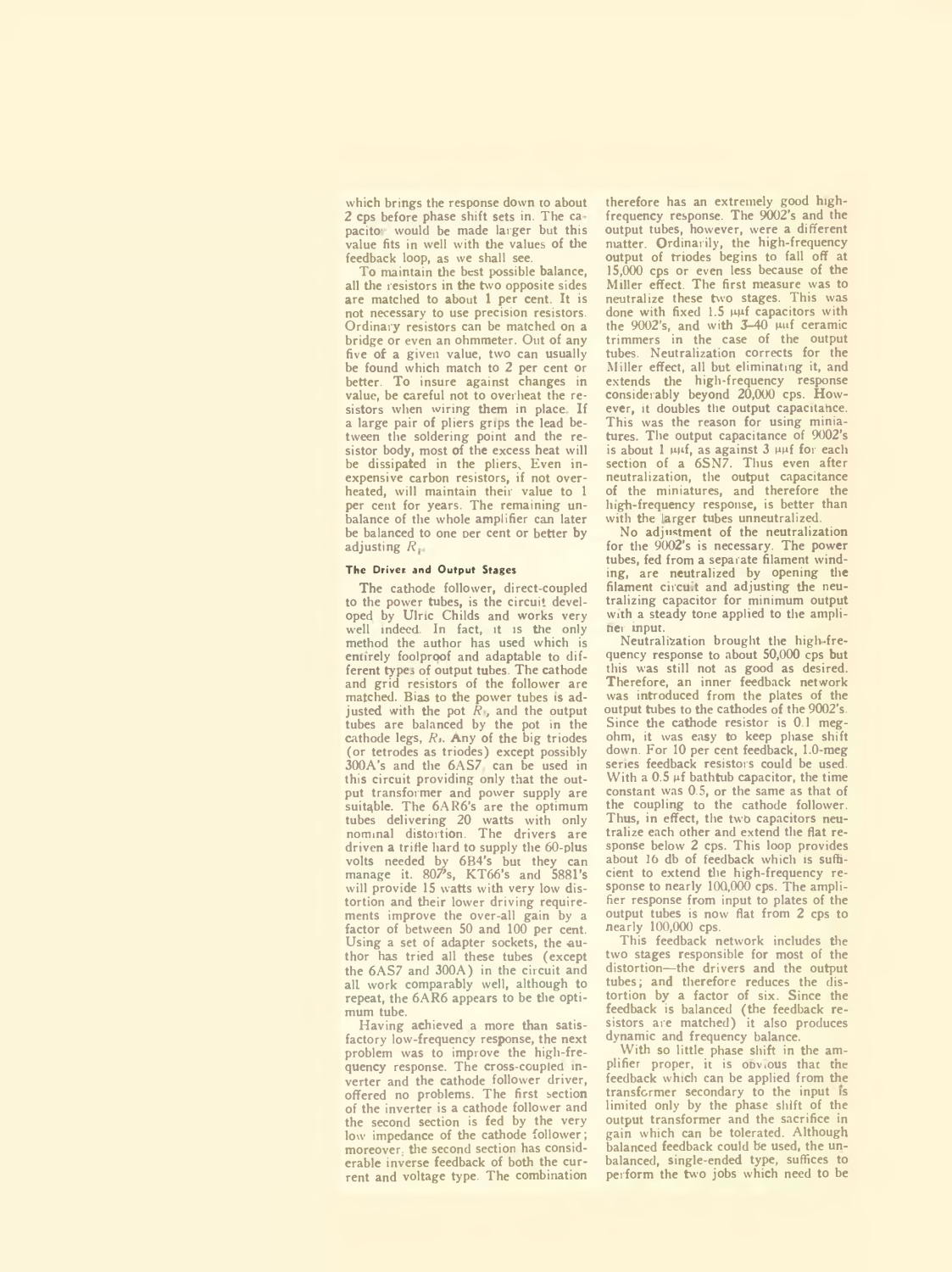which brings the response down to about 2 cps before phase shift sets in. The capacitor would be made larger but this value fits in well with the values of the feedback loop, as we shall see.

To maintain the best possible balance, all the resistors in the two opposite sides are matched to about 1 per cent. It is not necessary to use precision resistors. Ordinary resistors can be matched on a bridge or even an ohmmeter. Out of any five of a given value, two can usually be found which match to 2 per cent or better. To insure against changes in value, be careful not to overheat the resistors when wiring them in place. If a large pair of pliers grips the lead between the soldering point and the resistor body, most of the excess heat will be dissipated in the pliers. Even inexpensive carbon resistors, if not overheated, will maintain their value to 1 per cent for years. The remaining unbalance of the whole amplifier can later be balanced to one per cent or better by adjusting $R_1$.

#### The Driver and Output Stages

The cathode follower, direct-coupled to the power tubes, is the circuit developed by Ulric Childs and works very well indeed. In fact, it is the only method the author has used which is entirely foolproof and adaptable to different types of output tubes. The cathode and grid resistors of the follower are matched. Bias to the power tubes is adjusted with the pot $R_2$, and the output tubes are balanced by the pot in the cathode legs, $R_3$. Any of the big triodes (or tetrodes as triodes) except possibly 300A's and the 6AS7 can be used in this circuit providing only that the output transformer and power supply are suitable. The 6AR6's are the optimum tubes delivering 20 watts with only nominal distortion. The drivers are driven a trifle hard to supply the 60-plus volts needed by 6B4's but they can manage it. 807's, KT66's and 5881's will provide 15 watts with very low distortion and their lower driving requirements improve the over-all gain by a factor of between 50 and 100 per cent. Using a set of adapter sockets, the author has tried all these tubes (except the 6AS7 and 300A) in the circuit and all work comparably well, although to repeat, the 6AR6 appears to be the optimum tube.

Having achieved a more than satisfactory low-frequency response, the next problem was to improve the high-frequency response. The cross-coupled inverter and the cathode follower driver, offered no problems. The first section of the inverter is a cathode follower and the second section is fed by the very low impedance of the cathode follower; moreover, the second section has considerable inverse feedback of both the current and voltage type. The combination therefore has an extremely good high-frequency response. The 9002's and the output tubes, however, were a different matter. Ordinarily, the high-frequency output of triodes begins to fall off at 15,000 cps or even less because of the Miller effect. The first measure was to neutralize these two stages. This was done with fixed 1.5 μμf capacitors with the 9002's, and with 3–40 μμf ceramic trimmers in the case of the output tubes. Neutralization corrects for the Miller effect, all but eliminating it, and extends the high-frequency response considerably beyond 20,000 cps. However, it doubles the output capacitance. This was the reason for using miniatures. The output capacitance of 9002's is about 1 μμf, as against 3 μμf for each section of a 6SN7. Thus even after neutralization, the output capacitance of the miniatures, and therefore the high-frequency response, is better than with the larger tubes unneutralized.

No adjustment of the neutralization for the 9002's is necessary. The power tubes, fed from a separate filament winding, are neutralized by opening the filament circuit and adjusting the neutralizing capacitor for minimum output with a steady tone applied to the amplifier input.

Neutralization brought the high-frequency response to about 50,000 cps but this was still not as good as desired. Therefore, an inner feedback network was introduced from the plates of the output tubes to the cathodes of the 9002's. Since the cathode resistor is 0.1 megohm, it was easy to keep phase shift down. For 10 per cent feedback, 1.0-meg series feedback resistors could be used. With a 0.5 μf bathtub capacitor, the time constant was 0.5, or the same as that of the coupling to the cathode follower. Thus, in effect, the two capacitors neutralize each other and extend the flat response below 2 cps. This loop provides about 16 db of feedback which is sufficient to extend the high-frequency response to nearly 100,000 cps. The amplifier response from input to plates of the output tubes is now flat from 2 cps to nearly 100,000 cps.

This feedback network includes the two stages responsible for most of the distortion—the drivers and the output tubes; and therefore reduces the distortion by a factor of six. Since the feedback is balanced (the feedback resistors are matched) it also produces dynamic and frequency balance.

With so little phase shift in the amplifier proper, it is obvious that the feedback which can be applied from the transformer secondary to the input is limited only by the phase shift of the output transformer and the sacrifice in gain which can be tolerated. Although balanced feedback could be used, the unbalanced, single-ended type, suffices to perform the two jobs which need to be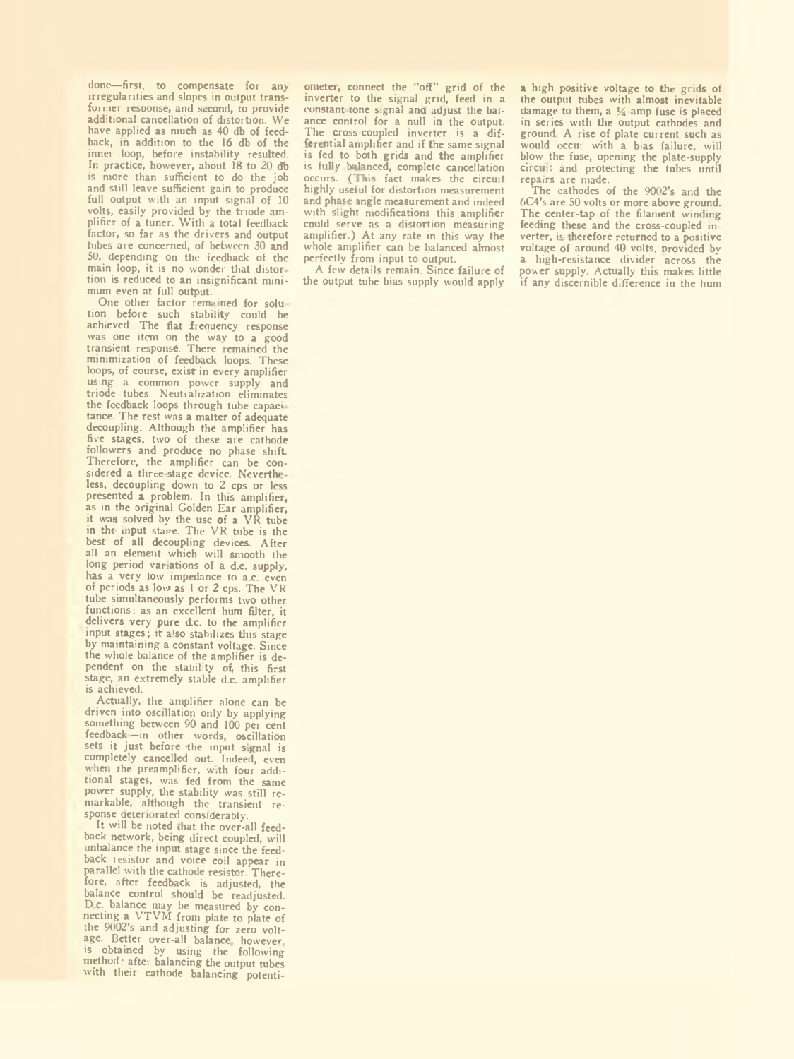done—first, to compensate for any irregularities and slopes in output transformer response, and second, to provide additional cancellation of distortion. We have applied as much as 40 db of feedback, in addition to the 16 db of the inner loop, before instability resulted. In practice, however, about 18 to 20 db is more than sufficient to do the job and still leave sufficient gain to produce full output with an input signal of 10 volts, easily provided by the triode amplifier of a tuner. With a total feedback factor, so far as the drivers and output tubes are concerned, of between 30 and 50, depending on the feedback of the main loop, it is no wonder that distortion is reduced to an insignificant minimum even at full output.

One other factor remained for solution before such stability could be achieved. The flat frequency response was one item on the way to a good transient response. There remained the minimization of feedback loops. These loops, of course, exist in every amplifier using a common power supply and triode tubes. Neutralization eliminates the feedback loops through tube capacitance. The rest was a matter of adequate decoupling. Although the amplifier has five stages, two of these are cathode followers and produce no phase shift. Therefore, the amplifier can be considered a three-stage device. Nevertheless, decoupling down to 2 cps or less presented a problem. In this amplifier, as in the original Golden Ear amplifier, it was solved by the use of a VR tube in the input stage. The VR tube is the best of all decoupling devices. After all an element which will smooth the long period variations of a d.c. supply, has a very low impedance to a.c. even of periods as low as 1 or 2 cps. The VR tube simultaneously performs two other functions: as an excellent hum filter, it delivers very pure d.c. to the amplifier input stages; it also stabilizes this stage by maintaining a constant voltage. Since the whole balance of the amplifier is dependent on the stability of this first stage, an extremely stable d.c. amplifier is achieved.

Actually, the amplifier alone can be driven into oscillation only by applying something between 90 and 100 per cent feedback—in other words, oscillation sets it just before the input signal is completely cancelled out. Indeed, even when the preamplifier, with four additional stages, was fed from the same power supply, the stability was still remarkable, although the transient response deteriorated considerably.

It will be noted that the over-all feedback network, being direct coupled, will unbalance the input stage since the feedback resistor and voice coil appear in parallel with the cathode resistor. Therefore, after feedback is adjusted, the balance control should be readjusted. D.c. balance may be measured by connecting a VTVM from plate to plate of the 9002's and adjusting for zero voltage. Better over-all balance, however, is obtained by using the following method: after balancing the output tubes with their cathode balancing potentiometer, connect the "off" grid of the inverter to the signal grid, feed in a constant tone signal and adjust the balance control for a null in the output. The cross-coupled inverter is a differential amplifier and if the same signal is fed to both grids and the amplifier is fully balanced, complete cancellation occurs. (This fact makes the circuit highly useful for distortion measurement and phase angle measurement and indeed with slight modifications this amplifier could serve as a distortion measuring amplifier.) At any rate in this way the whole amplifier can be balanced almost perfectly from input to output.

A few details remain. Since failure of the output tube bias supply would apply a high positive voltage to the grids of the output tubes with almost inevitable damage to them, a ¼-amp fuse is placed in series with the output cathodes and ground. A rise of plate current such as would occur with a bias failure, will blow the fuse, opening the plate-supply circuit and protecting the tubes until repairs are made.

The cathodes of the 9002's and the 6C4's are 50 volts or more above ground. The center-tap of the filament winding feeding these and the cross-coupled inverter, is therefore returned to a positive voltage of around 40 volts, provided by a high-resistance divider across the power supply. Actually this makes little if any discernible difference in the hum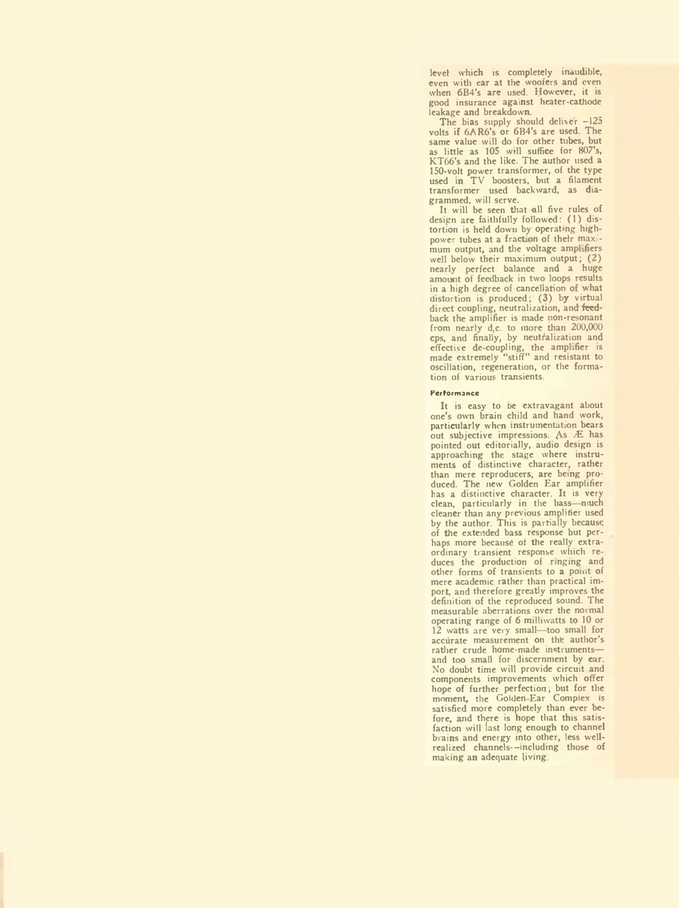level which is completely inaudible, even with ear at the woofers and even when 6B4's are used. However, it is good insurance against heater-cathode leakage and breakdown.

The bias supply should deliver −125 volts if 6AR6's or 6B4's are used. The same value will do for other tubes, but as little as 105 will suffice for 807's, KT66's and the like. The author used a 150-volt power transformer, of the type used in TV boosters, but a filament transformer used backward, as diagrammed, will serve.

It will be seen that all five rules of design are faithfully followed: (1) distortion is held down by operating high-power tubes at a fraction of their maximum output, and the voltage amplifiers well below their maximum output; (2) nearly perfect balance and a huge amount of feedback in two loops results in a high degree of cancellation of what distortion is produced; (3) by virtual direct coupling, neutralization, and feedback the amplifier is made non-resonant from nearly d.c. to more than 200,000 cps, and finally, by neutralization and effective de-coupling, the amplifier is made extremely "stiff" and resistant to oscillation, regeneration, or the formation of various transients.

#### Performance

It is easy to be extravagant about one's own brain child and hand work, particularly when instrumentation bears out subjective impressions. As Æ has pointed out editorially, audio design is approaching the stage where instruments of distinctive character, rather than mere reproducers, are being produced. The new Golden Ear amplifier has a distinctive character. It is very clean, particularly in the bass—much cleaner than any previous amplifier used by the author. This is partially because of the extended bass response but perhaps more because of the really extraordinary transient response which reduces the production of ringing and other forms of transients to a point of mere academic rather than practical import, and therefore greatly improves the definition of the reproduced sound. The measurable aberrations over the normal operating range of 6 milliwatts to 10 or 12 watts are very small—too small for accurate measurement on the author's rather crude home-made instruments—and too small for discernment by ear. No doubt time will provide circuit and components improvements which offer hope of further perfection, but for the moment, the Golden-Ear Complex is satisfied more completely than ever before, and there is hope that this satisfaction will last long enough to channel brains and energy into other, less well-realized channels—including those of making an adequate living.